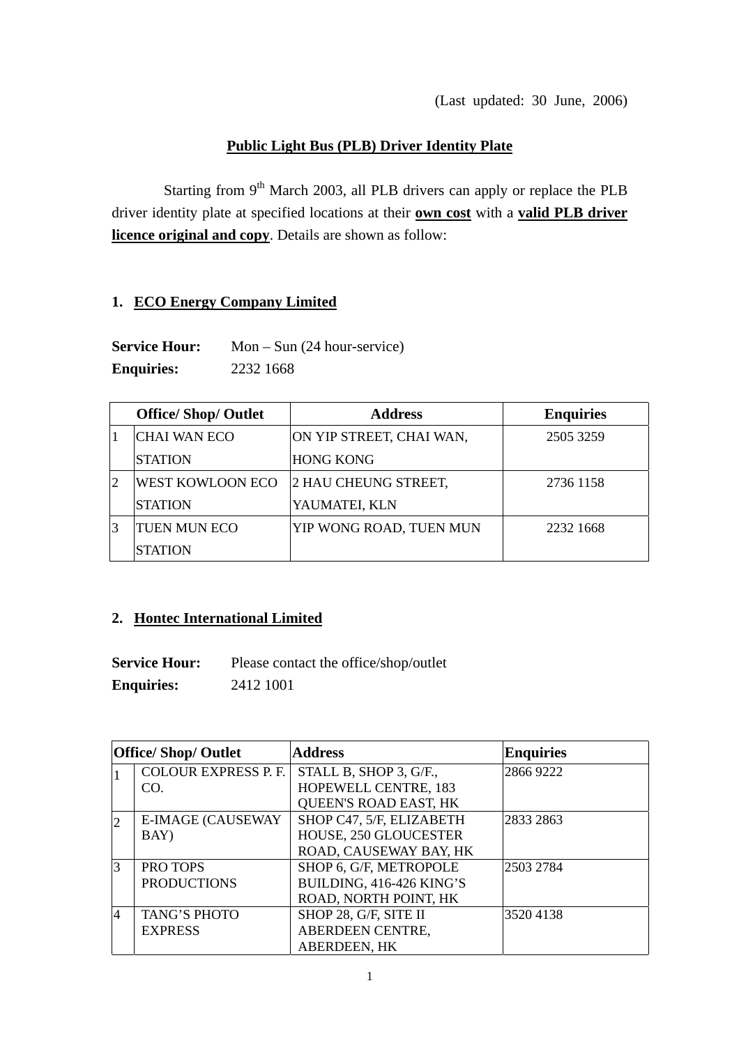(Last updated: 30 June, 2006)

## Public Light Bus (PLB) Driver Identity Plate

Starting from 9th March 2003, all PLB drivers can apply or replace the PLB driver identity plate at specified locations at their **own cost** with a **valid PLB driver licence original and copy**. Details are shown as follow:

### 1. ECO Energy Company Limited

**Service Hour:** Mon – Sun (24 hour-service)
**Enquiries:** 2232 1668

| | Office/ Shop/ Outlet | Address | Enquiries |
|---|---|---|---|
| 1 | CHAI WAN ECO STATION | ON YIP STREET, CHAI WAN, HONG KONG | 2505 3259 |
| 2 | WEST KOWLOON ECO STATION | 2 HAU CHEUNG STREET, YAUMATEI, KLN | 2736 1158 |
| 3 | TUEN MUN ECO STATION | YIP WONG ROAD, TUEN MUN | 2232 1668 |

### 2. Hontec International Limited

**Service Hour:** Please contact the office/shop/outlet
**Enquiries:** 2412 1001

| | Office/ Shop/ Outlet | Address | Enquiries |
|---|---|---|---|
| 1 | COLOUR EXPRESS P. F. CO. | STALL B, SHOP 3, G/F., HOPEWELL CENTRE, 183 QUEEN'S ROAD EAST, HK | 2866 9222 |
| 2 | E-IMAGE (CAUSEWAY BAY) | SHOP C47, 5/F, ELIZABETH HOUSE, 250 GLOUCESTER ROAD, CAUSEWAY BAY, HK | 2833 2863 |
| 3 | PRO TOPS PRODUCTIONS | SHOP 6, G/F, METROPOLE BUILDING, 416-426 KING'S ROAD, NORTH POINT, HK | 2503 2784 |
| 4 | TANG'S PHOTO EXPRESS | SHOP 28, G/F, SITE II ABERDEEN CENTRE, ABERDEEN, HK | 3520 4138 |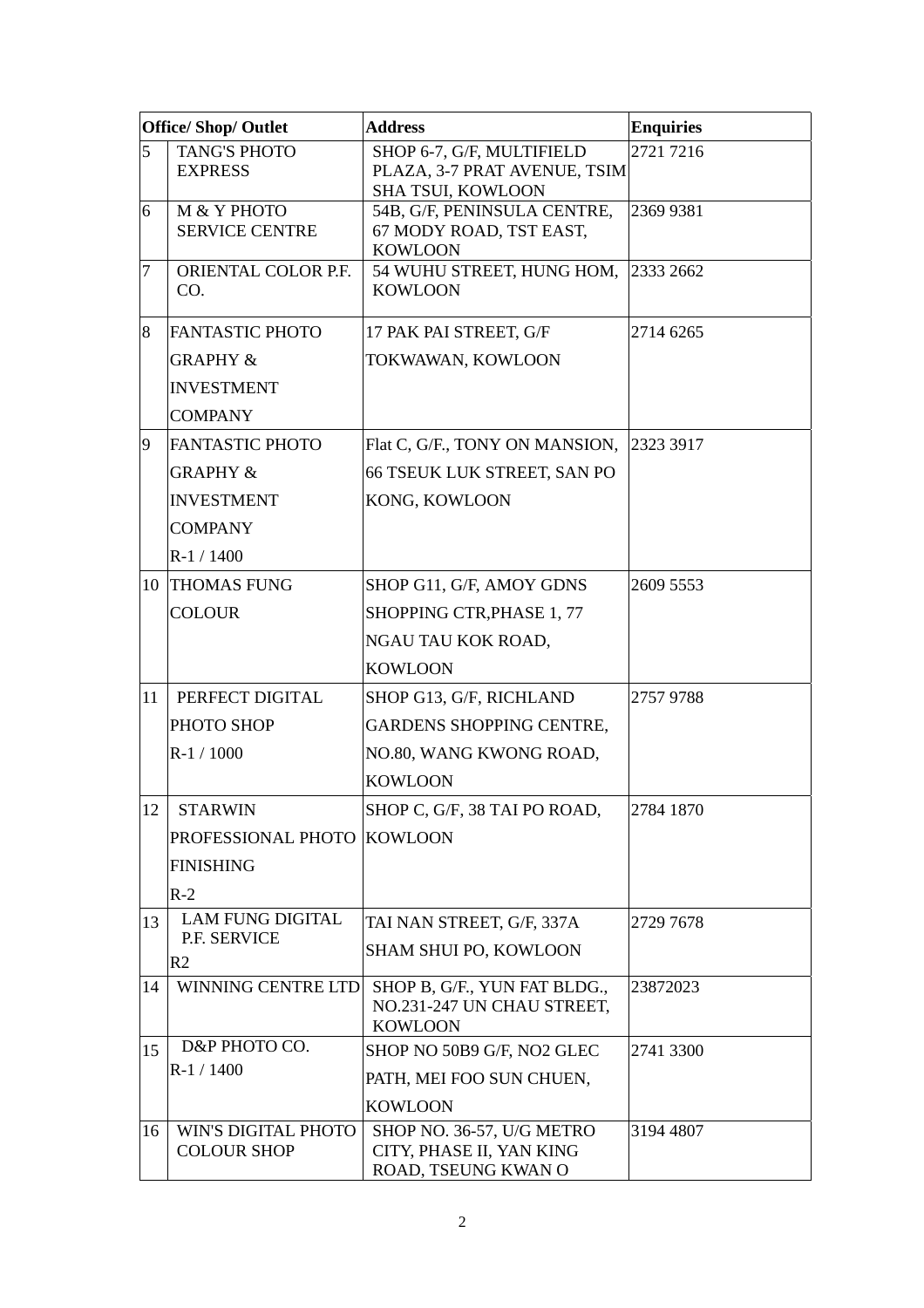| Office/ Shop/ Outlet | | Address | Enquiries |
|---|---|---|---|
| 5 | TANG'S PHOTO EXPRESS | SHOP 6-7, G/F, MULTIFIELD PLAZA, 3-7 PRAT AVENUE, TSIM SHA TSUI, KOWLOON | 2721 7216 |
| 6 | M & Y PHOTO SERVICE CENTRE | 54B, G/F, PENINSULA CENTRE, 67 MODY ROAD, TST EAST, KOWLOON | 2369 9381 |
| 7 | ORIENTAL COLOR P.F. CO. | 54 WUHU STREET, HUNG HOM, KOWLOON | 2333 2662 |
| 8 | FANTASTIC PHOTO GRAPHY & INVESTMENT COMPANY | 17 PAK PAI STREET, G/F TOKWAWAN, KOWLOON | 2714 6265 |
| 9 | FANTASTIC PHOTO GRAPHY & INVESTMENT COMPANY R-1 / 1400 | Flat C, G/F., TONY ON MANSION, 66 TSEUK LUK STREET, SAN PO KONG, KOWLOON | 2323 3917 |
| 10 | THOMAS FUNG COLOUR | SHOP G11, G/F, AMOY GDNS SHOPPING CTR,PHASE 1, 77 NGAU TAU KOK ROAD, KOWLOON | 2609 5553 |
| 11 | PERFECT DIGITAL PHOTO SHOP R-1 / 1000 | SHOP G13, G/F, RICHLAND GARDENS SHOPPING CENTRE, NO.80, WANG KWONG ROAD, KOWLOON | 2757 9788 |
| 12 | STARWIN PROFESSIONAL PHOTO FINISHING R-2 | SHOP C, G/F, 38 TAI PO ROAD, KOWLOON | 2784 1870 |
| 13 | LAM FUNG DIGITAL P.F. SERVICE R2 | TAI NAN STREET, G/F, 337A SHAM SHUI PO, KOWLOON | 2729 7678 |
| 14 | WINNING CENTRE LTD | SHOP B, G/F., YUN FAT BLDG., NO.231-247 UN CHAU STREET, KOWLOON | 23872023 |
| 15 | D&P PHOTO CO. R-1 / 1400 | SHOP NO 50B9 G/F, NO2 GLEC PATH, MEI FOO SUN CHUEN, KOWLOON | 2741 3300 |
| 16 | WIN'S DIGITAL PHOTO COLOUR SHOP | SHOP NO. 36-57, U/G METRO CITY, PHASE II, YAN KING ROAD, TSEUNG KWAN O | 3194 4807 |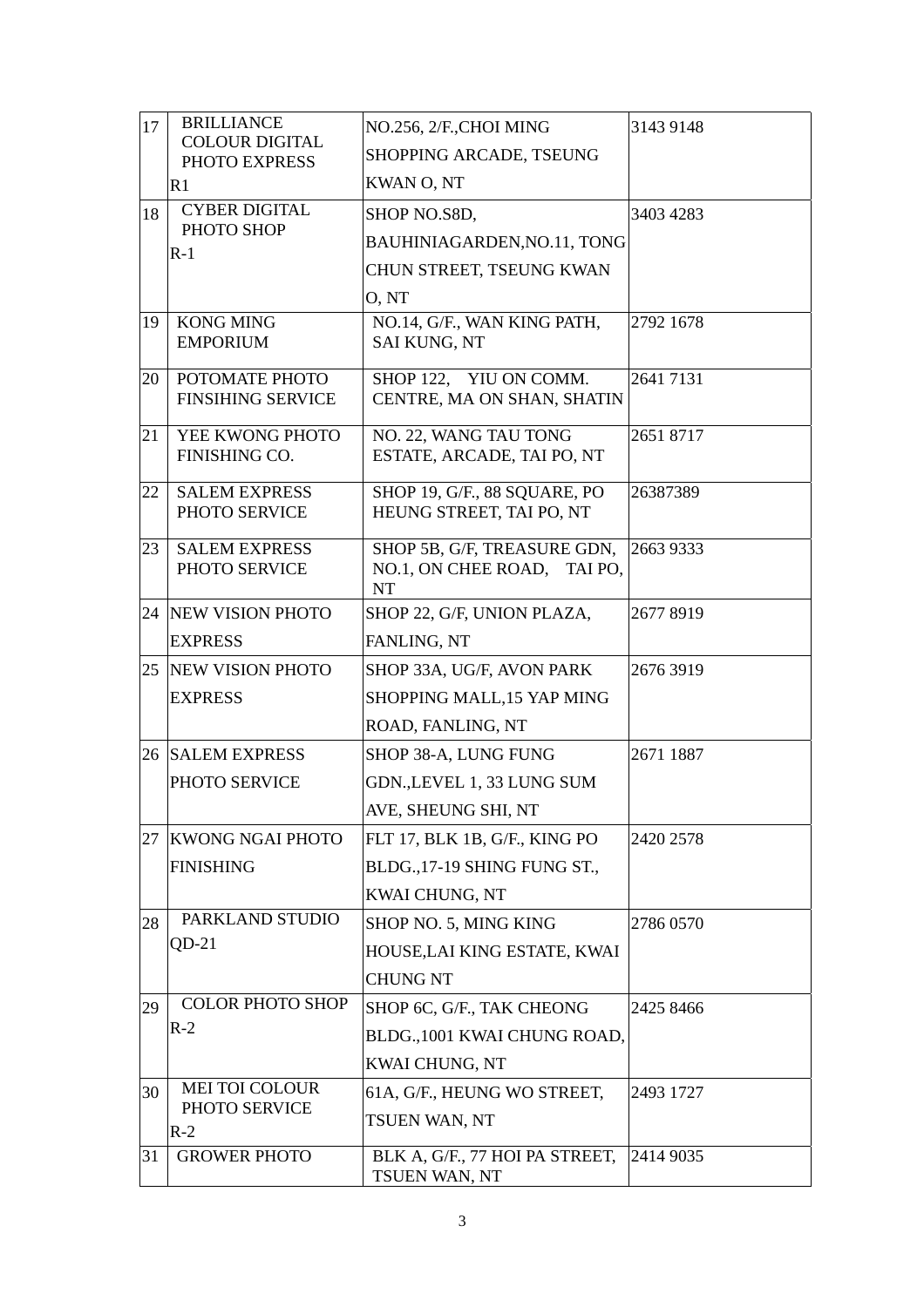| 17 | BRILLIANCE COLOUR DIGITAL PHOTO EXPRESS R1 | NO.256, 2/F.,CHOI MING SHOPPING ARCADE, TSEUNG KWAN O, NT | 3143 9148 |
|---|---|---|---|
| 18 | CYBER DIGITAL PHOTO SHOP R-1 | SHOP NO.S8D, BAUHINIAGARDEN,NO.11, TONG CHUN STREET, TSEUNG KWAN O, NT | 3403 4283 |
| 19 | KONG MING EMPORIUM | NO.14, G/F., WAN KING PATH, SAI KUNG, NT | 2792 1678 |
| 20 | POTOMATE PHOTO FINSIHING SERVICE | SHOP 122, YIU ON COMM. CENTRE, MA ON SHAN, SHATIN | 2641 7131 |
| 21 | YEE KWONG PHOTO FINISHING CO. | NO. 22, WANG TAU TONG ESTATE, ARCADE, TAI PO, NT | 2651 8717 |
| 22 | SALEM EXPRESS PHOTO SERVICE | SHOP 19, G/F., 88 SQUARE, PO HEUNG STREET, TAI PO, NT | 26387389 |
| 23 | SALEM EXPRESS PHOTO SERVICE | SHOP 5B, G/F, TREASURE GDN, NO.1, ON CHEE ROAD, TAI PO, NT | 2663 9333 |
| 24 | NEW VISION PHOTO EXPRESS | SHOP 22, G/F, UNION PLAZA, FANLING, NT | 2677 8919 |
| 25 | NEW VISION PHOTO EXPRESS | SHOP 33A, UG/F, AVON PARK SHOPPING MALL,15 YAP MING ROAD, FANLING, NT | 2676 3919 |
| 26 | SALEM EXPRESS PHOTO SERVICE | SHOP 38-A, LUNG FUNG GDN.,LEVEL 1, 33 LUNG SUM AVE, SHEUNG SHI, NT | 2671 1887 |
| 27 | KWONG NGAI PHOTO FINISHING | FLT 17, BLK 1B, G/F., KING PO BLDG.,17-19 SHING FUNG ST., KWAI CHUNG, NT | 2420 2578 |
| 28 | PARKLAND STUDIO QD-21 | SHOP NO. 5, MING KING HOUSE,LAI KING ESTATE, KWAI CHUNG NT | 2786 0570 |
| 29 | COLOR PHOTO SHOP R-2 | SHOP 6C, G/F., TAK CHEONG BLDG.,1001 KWAI CHUNG ROAD, KWAI CHUNG, NT | 2425 8466 |
| 30 | MEI TOI COLOUR PHOTO SERVICE R-2 | 61A, G/F., HEUNG WO STREET, TSUEN WAN, NT | 2493 1727 |
| 31 | GROWER PHOTO | BLK A, G/F., 77 HOI PA STREET, TSUEN WAN, NT | 2414 9035 |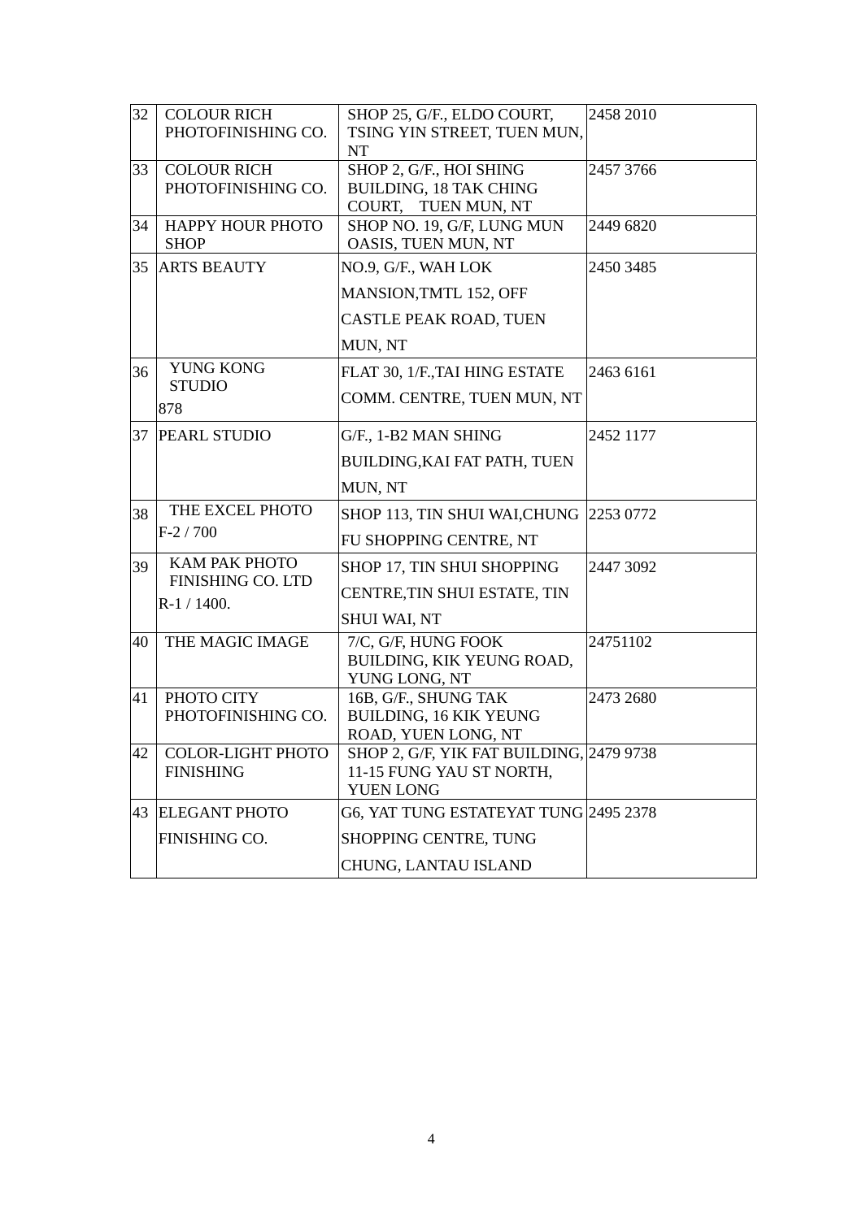| | | | |
|---|---|---|---|
| 32 | COLOUR RICH PHOTOFINISHING CO. | SHOP 25, G/F., ELDO COURT, TSING YIN STREET, TUEN MUN, NT | 2458 2010 |
| 33 | COLOUR RICH PHOTOFINISHING CO. | SHOP 2, G/F., HOI SHING BUILDING, 18 TAK CHING COURT, TUEN MUN, NT | 2457 3766 |
| 34 | HAPPY HOUR PHOTO SHOP | SHOP NO. 19, G/F, LUNG MUN OASIS, TUEN MUN, NT | 2449 6820 |
| 35 | ARTS BEAUTY | NO.9, G/F., WAH LOK MANSION,TMTL 152, OFF CASTLE PEAK ROAD, TUEN MUN, NT | 2450 3485 |
| 36 | YUNG KONG STUDIO 878 | FLAT 30, 1/F.,TAI HING ESTATE COMM. CENTRE, TUEN MUN, NT | 2463 6161 |
| 37 | PEARL STUDIO | G/F., 1-B2 MAN SHING BUILDING,KAI FAT PATH, TUEN MUN, NT | 2452 1177 |
| 38 | THE EXCEL PHOTO F-2 / 700 | SHOP 113, TIN SHUI WAI,CHUNG FU SHOPPING CENTRE, NT | 2253 0772 |
| 39 | KAM PAK PHOTO FINISHING CO. LTD R-1 / 1400. | SHOP 17, TIN SHUI SHOPPING CENTRE,TIN SHUI ESTATE, TIN SHUI WAI, NT | 2447 3092 |
| 40 | THE MAGIC IMAGE | 7/C, G/F, HUNG FOOK BUILDING, KIK YEUNG ROAD, YUNG LONG, NT | 24751102 |
| 41 | PHOTO CITY PHOTOFINISHING CO. | 16B, G/F., SHUNG TAK BUILDING, 16 KIK YEUNG ROAD, YUEN LONG, NT | 2473 2680 |
| 42 | COLOR-LIGHT PHOTO FINISHING | SHOP 2, G/F, YIK FAT BUILDING, 11-15 FUNG YAU ST NORTH, YUEN LONG | 2479 9738 |
| 43 | ELEGANT PHOTO FINISHING CO. | G6, YAT TUNG ESTATEYAT TUNG SHOPPING CENTRE, TUNG CHUNG, LANTAU ISLAND | 2495 2378 |